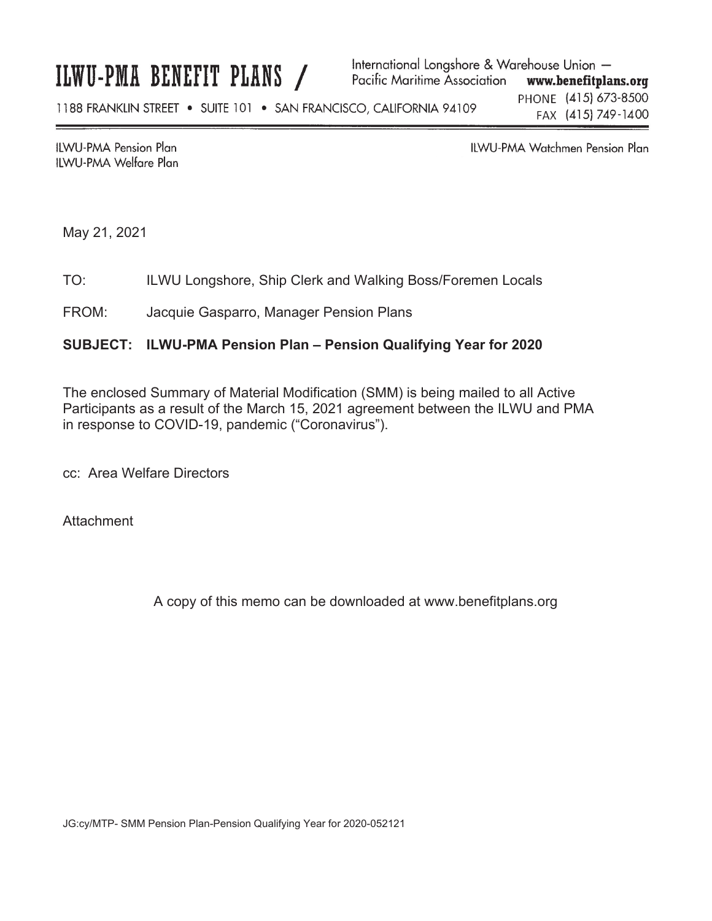# ILWU-PMA BENEFIT PLANS

International Longshore & Warehouse Union — Pacific Maritime Association **www.benefitplans.org**

1188 FRANKLIN STREET • SUITE 101 • SAN FRANCISCO, CALIFORNIA 94109

PHONE (415) 673-8500
FAX (415) 749-1400

ILWU-PMA Pension Plan
ILWU-PMA Welfare Plan

ILWU-PMA Watchmen Pension Plan

May 21, 2021

TO: ILWU Longshore, Ship Clerk and Walking Boss/Foremen Locals

FROM: Jacquie Gasparro, Manager Pension Plans

**SUBJECT: ILWU-PMA Pension Plan – Pension Qualifying Year for 2020**

The enclosed Summary of Material Modification (SMM) is being mailed to all Active Participants as a result of the March 15, 2021 agreement between the ILWU and PMA in response to COVID-19, pandemic ("Coronavirus").

cc: Area Welfare Directors

Attachment

A copy of this memo can be downloaded at www.benefitplans.org

JG:cy/MTP- SMM Pension Plan-Pension Qualifying Year for 2020-052121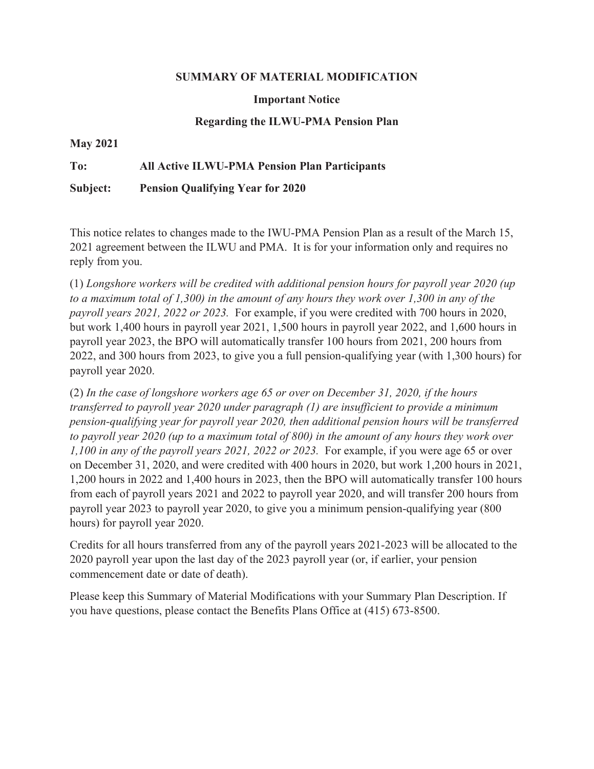**SUMMARY OF MATERIAL MODIFICATION**

**Important Notice**

**Regarding the ILWU-PMA Pension Plan**

**May 2021**

**To:** **All Active ILWU-PMA Pension Plan Participants**

**Subject:** **Pension Qualifying Year for 2020**

This notice relates to changes made to the IWU-PMA Pension Plan as a result of the March 15, 2021 agreement between the ILWU and PMA. It is for your information only and requires no reply from you.

(1) *Longshore workers will be credited with additional pension hours for payroll year 2020 (up to a maximum total of 1,300) in the amount of any hours they work over 1,300 in any of the payroll years 2021, 2022 or 2023.* For example, if you were credited with 700 hours in 2020, but work 1,400 hours in payroll year 2021, 1,500 hours in payroll year 2022, and 1,600 hours in payroll year 2023, the BPO will automatically transfer 100 hours from 2021, 200 hours from 2022, and 300 hours from 2023, to give you a full pension-qualifying year (with 1,300 hours) for payroll year 2020.

(2) *In the case of longshore workers age 65 or over on December 31, 2020, if the hours transferred to payroll year 2020 under paragraph (1) are insufficient to provide a minimum pension-qualifying year for payroll year 2020, then additional pension hours will be transferred to payroll year 2020 (up to a maximum total of 800) in the amount of any hours they work over 1,100 in any of the payroll years 2021, 2022 or 2023.* For example, if you were age 65 or over on December 31, 2020, and were credited with 400 hours in 2020, but work 1,200 hours in 2021, 1,200 hours in 2022 and 1,400 hours in 2023, then the BPO will automatically transfer 100 hours from each of payroll years 2021 and 2022 to payroll year 2020, and will transfer 200 hours from payroll year 2023 to payroll year 2020, to give you a minimum pension-qualifying year (800 hours) for payroll year 2020.

Credits for all hours transferred from any of the payroll years 2021-2023 will be allocated to the 2020 payroll year upon the last day of the 2023 payroll year (or, if earlier, your pension commencement date or date of death).

Please keep this Summary of Material Modifications with your Summary Plan Description. If you have questions, please contact the Benefits Plans Office at (415) 673-8500.